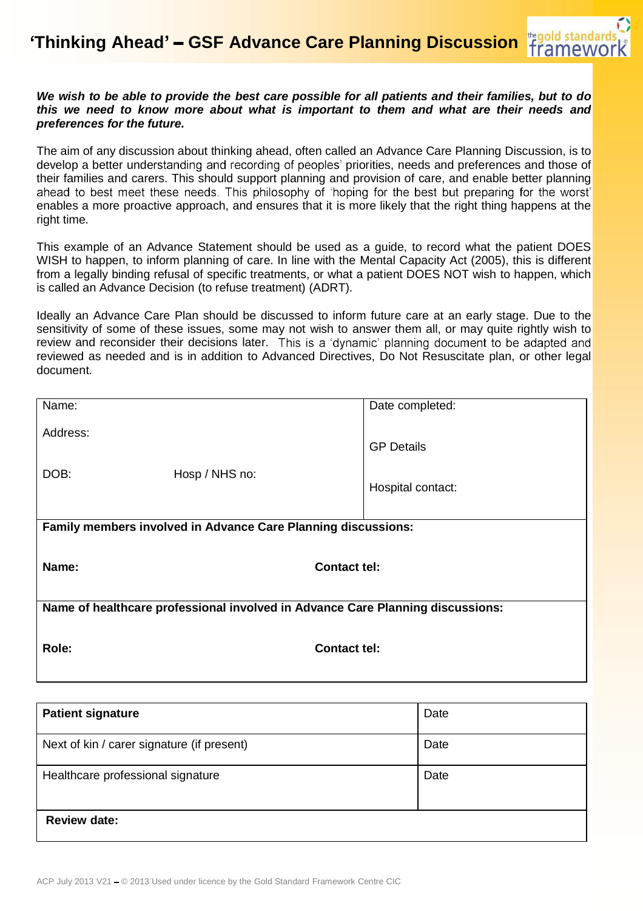# 'Thinking Ahead' – GSF Advance Care Planning Discussion

***We wish to be able to provide the best care possible for all patients and their families, but to do this we need to know more about what is important to them and what are their needs and preferences for the future.***

The aim of any discussion about thinking ahead, often called an Advance Care Planning Discussion, is to develop a better understanding and recording of peoples' priorities, needs and preferences and those of their families and carers. This should support planning and provision of care, and enable better planning ahead to best meet these needs. This philosophy of 'hoping for the best but preparing for the worst' enables a more proactive approach, and ensures that it is more likely that the right thing happens at the right time.

This example of an Advance Statement should be used as a guide, to record what the patient DOES WISH to happen, to inform planning of care. In line with the Mental Capacity Act (2005), this is different from a legally binding refusal of specific treatments, or what a patient DOES NOT wish to happen, which is called an Advance Decision (to refuse treatment) (ADRT).

Ideally an Advance Care Plan should be discussed to inform future care at an early stage. Due to the sensitivity of some of these issues, some may not wish to answer them all, or may quite rightly wish to review and reconsider their decisions later. This is a 'dynamic' planning document to be adapted and reviewed as needed and is in addition to Advanced Directives, Do Not Resuscitate plan, or other legal document.

| Name: | | Date completed: |
|---|---|---|
| Address: | | GP Details |
| DOB: | Hosp / NHS no: | Hospital contact: |
| **Family members involved in Advance Care Planning discussions:** | | |
| **Name:** | **Contact tel:** | |
| **Name of healthcare professional involved in Advance Care Planning discussions:** | | |
| **Role:** | **Contact tel:** | |

| **Patient signature** | Date |
|---|---|
| Next of kin / carer signature (if present) | Date |
| Healthcare professional signature | Date |
| **Review date:** | |

ACP July 2013 V21 – © 2013 Used under licence by the Gold Standard Framework Centre CIC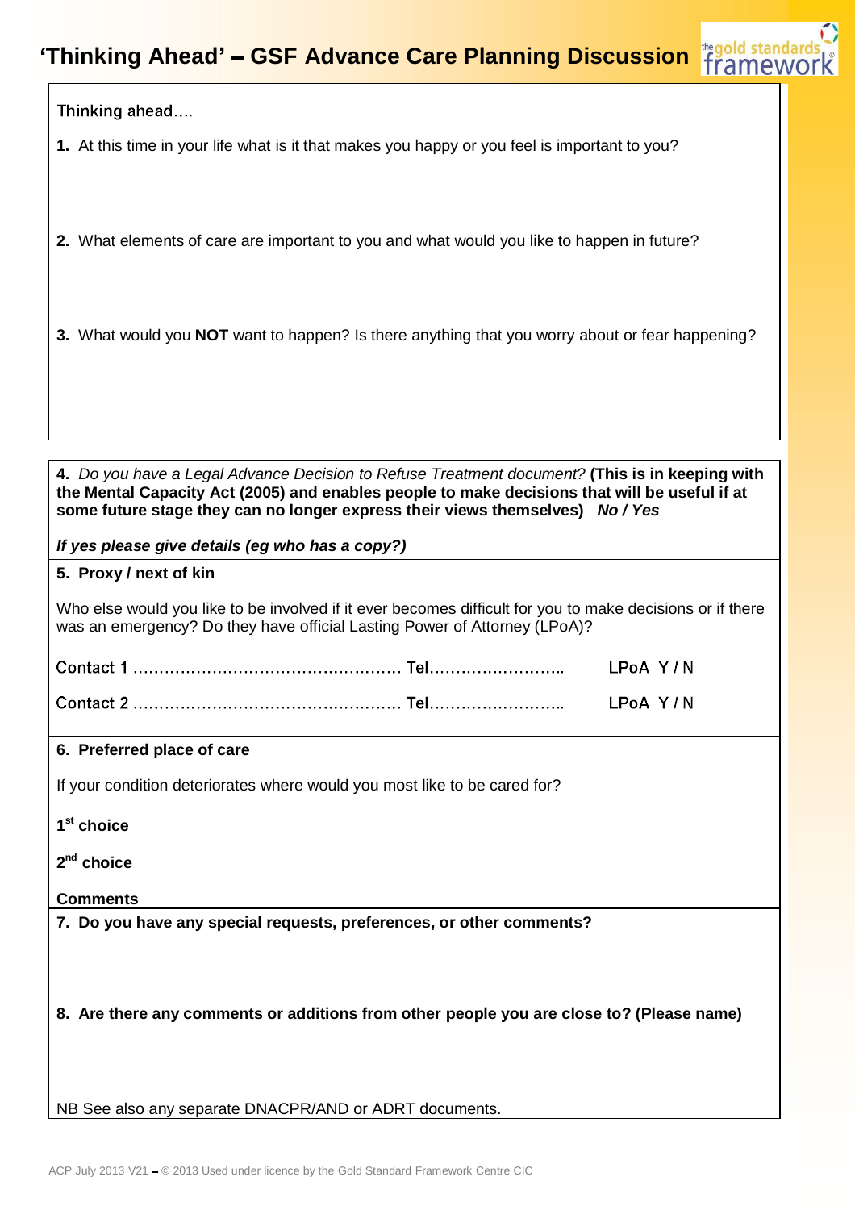# 'Thinking Ahead' – GSF Advance Care Planning Discussion

Thinking ahead….

**1.** At this time in your life what is it that makes you happy or you feel is important to you?

**2.** What elements of care are important to you and what would you like to happen in future?

**3.** What would you **NOT** want to happen? Is there anything that you worry about or fear happening?

**4.** *Do you have a Legal Advance Decision to Refuse Treatment document?* **(This is in keeping with the Mental Capacity Act (2005) and enables people to make decisions that will be useful if at some future stage they can no longer express their views themselves)** ***No / Yes***

***If yes please give details (eg who has a copy?)***

**5. Proxy / next of kin**

Who else would you like to be involved if it ever becomes difficult for you to make decisions or if there was an emergency? Do they have official Lasting Power of Attorney (LPoA)?

Contact 1 …………………………………………… Tel…………………….. LPoA Y / N

Contact 2 …………………………………………… Tel…………………….. LPoA Y / N

**6. Preferred place of care**

If your condition deteriorates where would you most like to be cared for?

**1st choice**

**2nd choice**

**Comments**

**7. Do you have any special requests, preferences, or other comments?**

**8. Are there any comments or additions from other people you are close to? (Please name)**

NB See also any separate DNACPR/AND or ADRT documents.

ACP July 2013 V21 – © 2013 Used under licence by the Gold Standard Framework Centre CIC